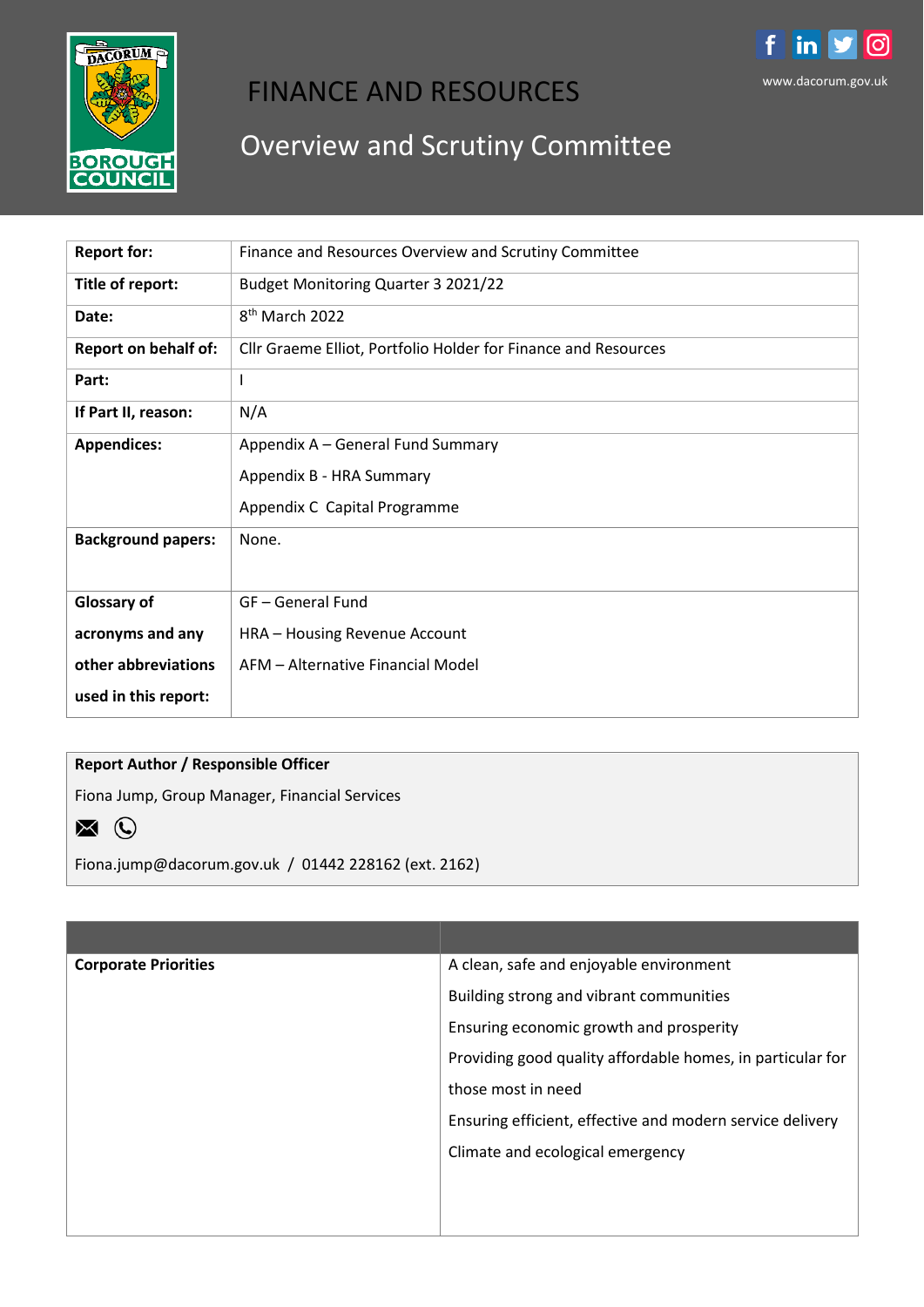# FINANCE AND RESOURCES

## Overview and Scrutiny Committee

www.dacorum.gov.uk

| | |
|---|---|
| **Report for:** | Finance and Resources Overview and Scrutiny Committee |
| **Title of report:** | Budget Monitoring Quarter 3 2021/22 |
| **Date:** | 8th March 2022 |
| **Report on behalf of:** | Cllr Graeme Elliot, Portfolio Holder for Finance and Resources |
| **Part:** | I |
| **If Part II, reason:** | N/A |
| **Appendices:** | Appendix A – General Fund Summary<br>Appendix B - HRA Summary<br>Appendix C Capital Programme |
| **Background papers:** | None. |
| **Glossary of acronyms and any other abbreviations used in this report:** | GF – General Fund<br>HRA – Housing Revenue Account<br>AFM – Alternative Financial Model |

**Report Author / Responsible Officer**

Fiona Jump, Group Manager, Financial Services

Fiona.jump@dacorum.gov.uk / 01442 228162 (ext. 2162)

| | |
|---|---|
| **Corporate Priorities** | A clean, safe and enjoyable environment<br>Building strong and vibrant communities<br>Ensuring economic growth and prosperity<br>Providing good quality affordable homes, in particular for those most in need<br>Ensuring efficient, effective and modern service delivery<br>Climate and ecological emergency |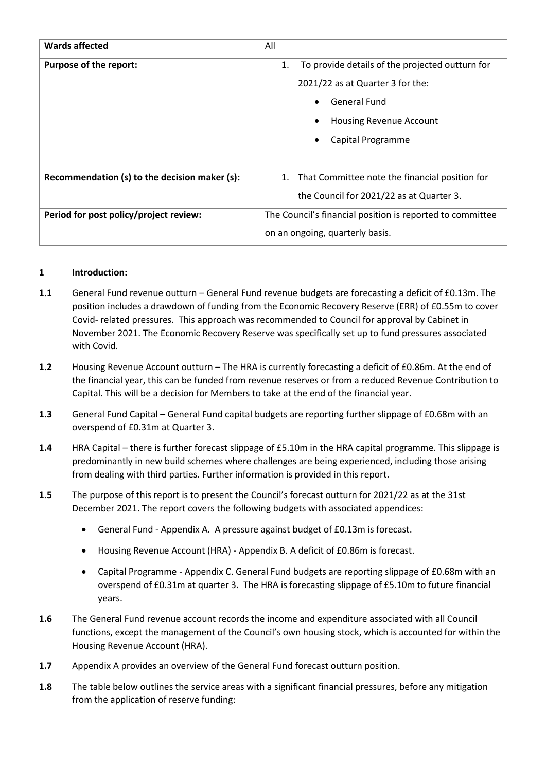| Wards affected | All |
|---|---|
| **Purpose of the report:** | 1. To provide details of the projected outturn for 2021/22 as at Quarter 3 for the:<br>• General Fund<br>• Housing Revenue Account<br>• Capital Programme |
| **Recommendation (s) to the decision maker (s):** | 1. That Committee note the financial position for the Council for 2021/22 as at Quarter 3. |
| **Period for post policy/project review:** | The Council's financial position is reported to committee on an ongoing, quarterly basis. |

## 1 Introduction:

**1.1** General Fund revenue outturn – General Fund revenue budgets are forecasting a deficit of £0.13m. The position includes a drawdown of funding from the Economic Recovery Reserve (ERR) of £0.55m to cover Covid- related pressures. This approach was recommended to Council for approval by Cabinet in November 2021. The Economic Recovery Reserve was specifically set up to fund pressures associated with Covid.

**1.2** Housing Revenue Account outturn – The HRA is currently forecasting a deficit of £0.86m. At the end of the financial year, this can be funded from revenue reserves or from a reduced Revenue Contribution to Capital. This will be a decision for Members to take at the end of the financial year.

**1.3** General Fund Capital – General Fund capital budgets are reporting further slippage of £0.68m with an overspend of £0.31m at Quarter 3.

**1.4** HRA Capital – there is further forecast slippage of £5.10m in the HRA capital programme. This slippage is predominantly in new build schemes where challenges are being experienced, including those arising from dealing with third parties. Further information is provided in this report.

**1.5** The purpose of this report is to present the Council's forecast outturn for 2021/22 as at the 31st December 2021. The report covers the following budgets with associated appendices:

- General Fund - Appendix A. A pressure against budget of £0.13m is forecast.
- Housing Revenue Account (HRA) - Appendix B. A deficit of £0.86m is forecast.
- Capital Programme - Appendix C. General Fund budgets are reporting slippage of £0.68m with an overspend of £0.31m at quarter 3. The HRA is forecasting slippage of £5.10m to future financial years.

**1.6** The General Fund revenue account records the income and expenditure associated with all Council functions, except the management of the Council's own housing stock, which is accounted for within the Housing Revenue Account (HRA).

**1.7** Appendix A provides an overview of the General Fund forecast outturn position.

**1.8** The table below outlines the service areas with a significant financial pressures, before any mitigation from the application of reserve funding: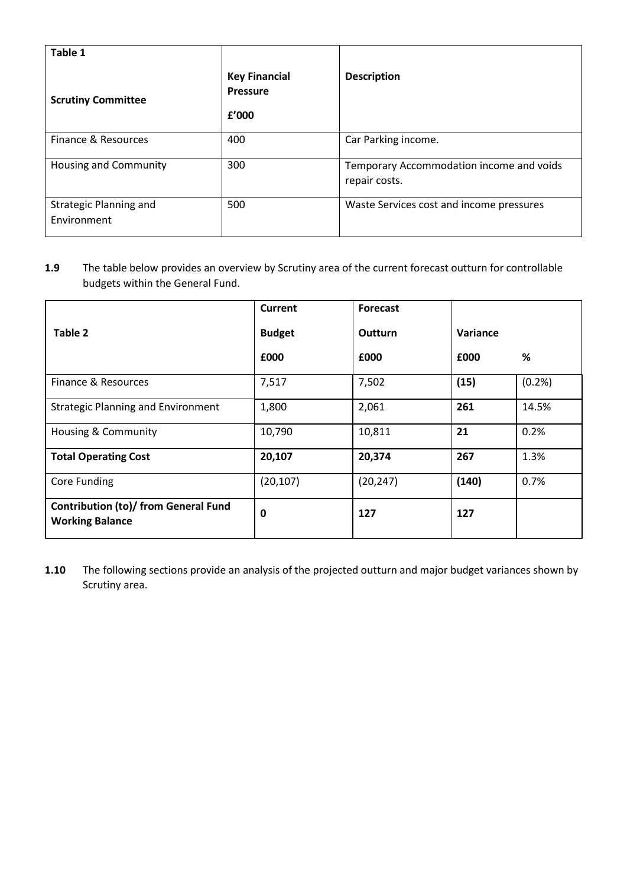| Table 1<br><br>Scrutiny Committee | Key Financial Pressure<br><br>£'000 | Description |
|---|---|---|
| Finance & Resources | 400 | Car Parking income. |
| Housing and Community | 300 | Temporary Accommodation income and voids repair costs. |
| Strategic Planning and Environment | 500 | Waste Services cost and income pressures |

**1.9** The table below provides an overview by Scrutiny area of the current forecast outturn for controllable budgets within the General Fund.

| Table 2 | Current Budget £000 | Forecast Outturn £000 | Variance £000 | % |
|---|---|---|---|---|
| Finance & Resources | 7,517 | 7,502 | **(15)** | (0.2%) |
| Strategic Planning and Environment | 1,800 | 2,061 | **261** | 14.5% |
| Housing & Community | 10,790 | 10,811 | **21** | 0.2% |
| **Total Operating Cost** | **20,107** | **20,374** | **267** | 1.3% |
| Core Funding | (20,107) | (20,247) | **(140)** | 0.7% |
| **Contribution (to)/ from General Fund Working Balance** | **0** | **127** | **127** | |

**1.10** The following sections provide an analysis of the projected outturn and major budget variances shown by Scrutiny area.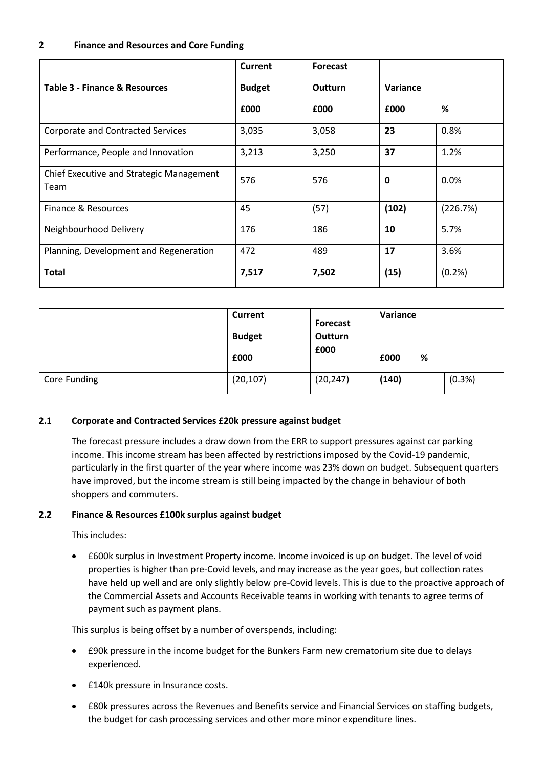## 2 Finance and Resources and Core Funding

| Table 3 - Finance & Resources | Current Budget £000 | Forecast Outturn £000 | Variance £000 | % |
|---|---|---|---|---|
| Corporate and Contracted Services | 3,035 | 3,058 | **23** | 0.8% |
| Performance, People and Innovation | 3,213 | 3,250 | **37** | 1.2% |
| Chief Executive and Strategic Management Team | 576 | 576 | **0** | 0.0% |
| Finance & Resources | 45 | (57) | **(102)** | (226.7%) |
| Neighbourhood Delivery | 176 | 186 | **10** | 5.7% |
| Planning, Development and Regeneration | 472 | 489 | **17** | 3.6% |
| **Total** | **7,517** | **7,502** | **(15)** | (0.2%) |

| | Current Budget £000 | Forecast Outturn £000 | Variance £000 | % |
|---|---|---|---|---|
| Core Funding | (20,107) | (20,247) | **(140)** | (0.3%) |

### 2.1 Corporate and Contracted Services £20k pressure against budget

The forecast pressure includes a draw down from the ERR to support pressures against car parking income. This income stream has been affected by restrictions imposed by the Covid-19 pandemic, particularly in the first quarter of the year where income was 23% down on budget. Subsequent quarters have improved, but the income stream is still being impacted by the change in behaviour of both shoppers and commuters.

### 2.2 Finance & Resources £100k surplus against budget

This includes:

- £600k surplus in Investment Property income. Income invoiced is up on budget. The level of void properties is higher than pre-Covid levels, and may increase as the year goes, but collection rates have held up well and are only slightly below pre-Covid levels. This is due to the proactive approach of the Commercial Assets and Accounts Receivable teams in working with tenants to agree terms of payment such as payment plans.

This surplus is being offset by a number of overspends, including:

- £90k pressure in the income budget for the Bunkers Farm new crematorium site due to delays experienced.
- £140k pressure in Insurance costs.
- £80k pressures across the Revenues and Benefits service and Financial Services on staffing budgets, the budget for cash processing services and other more minor expenditure lines.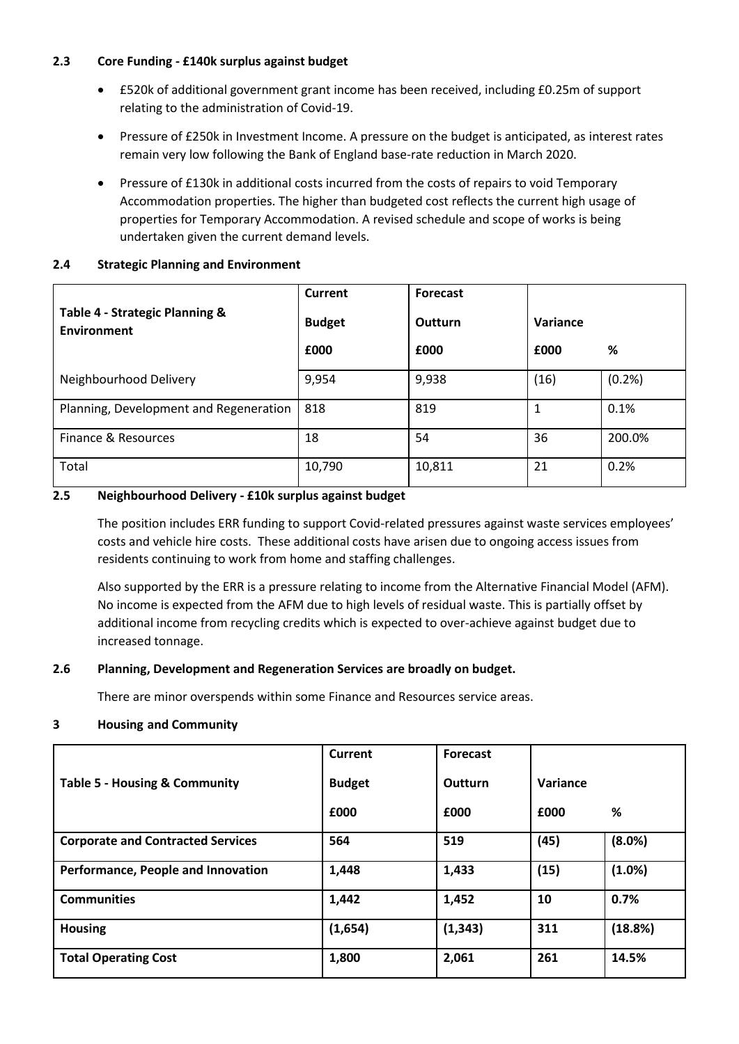### 2.3 Core Funding - £140k surplus against budget

- £520k of additional government grant income has been received, including £0.25m of support relating to the administration of Covid-19.
- Pressure of £250k in Investment Income. A pressure on the budget is anticipated, as interest rates remain very low following the Bank of England base-rate reduction in March 2020.
- Pressure of £130k in additional costs incurred from the costs of repairs to void Temporary Accommodation properties. The higher than budgeted cost reflects the current high usage of properties for Temporary Accommodation. A revised schedule and scope of works is being undertaken given the current demand levels.

### 2.4 Strategic Planning and Environment

| Table 4 - Strategic Planning & Environment | Current Budget £000 | Forecast Outturn £000 | Variance £000 | % |
|---|---|---|---|---|
| Neighbourhood Delivery | 9,954 | 9,938 | (16) | (0.2%) |
| Planning, Development and Regeneration | 818 | 819 | 1 | 0.1% |
| Finance & Resources | 18 | 54 | 36 | 200.0% |
| Total | 10,790 | 10,811 | 21 | 0.2% |

### 2.5 Neighbourhood Delivery - £10k surplus against budget

The position includes ERR funding to support Covid-related pressures against waste services employees' costs and vehicle hire costs. These additional costs have arisen due to ongoing access issues from residents continuing to work from home and staffing challenges.

Also supported by the ERR is a pressure relating to income from the Alternative Financial Model (AFM). No income is expected from the AFM due to high levels of residual waste. This is partially offset by additional income from recycling credits which is expected to over-achieve against budget due to increased tonnage.

### 2.6 Planning, Development and Regeneration Services are broadly on budget.

There are minor overspends within some Finance and Resources service areas.

## 3 Housing and Community

| Table 5 - Housing & Community | Current Budget £000 | Forecast Outturn £000 | Variance £000 | % |
|---|---|---|---|---|
| **Corporate and Contracted Services** | **564** | **519** | **(45)** | **(8.0%)** |
| **Performance, People and Innovation** | **1,448** | **1,433** | **(15)** | **(1.0%)** |
| **Communities** | **1,442** | **1,452** | **10** | **0.7%** |
| **Housing** | **(1,654)** | **(1,343)** | **311** | **(18.8%)** |
| **Total Operating Cost** | **1,800** | **2,061** | **261** | **14.5%** |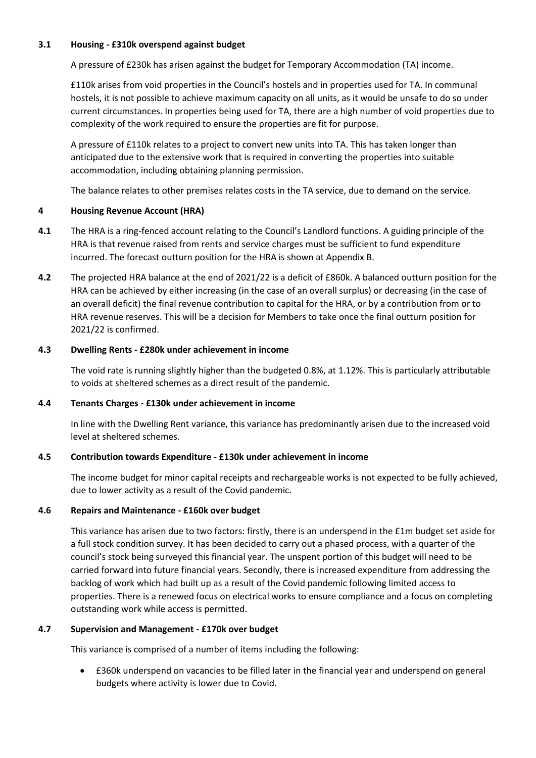### 3.1 Housing - £310k overspend against budget

A pressure of £230k has arisen against the budget for Temporary Accommodation (TA) income.

£110k arises from void properties in the Council's hostels and in properties used for TA. In communal hostels, it is not possible to achieve maximum capacity on all units, as it would be unsafe to do so under current circumstances. In properties being used for TA, there are a high number of void properties due to complexity of the work required to ensure the properties are fit for purpose.

A pressure of £110k relates to a project to convert new units into TA. This has taken longer than anticipated due to the extensive work that is required in converting the properties into suitable accommodation, including obtaining planning permission.

The balance relates to other premises relates costs in the TA service, due to demand on the service.

## 4 Housing Revenue Account (HRA)

**4.1** The HRA is a ring-fenced account relating to the Council's Landlord functions. A guiding principle of the HRA is that revenue raised from rents and service charges must be sufficient to fund expenditure incurred. The forecast outturn position for the HRA is shown at Appendix B.

**4.2** The projected HRA balance at the end of 2021/22 is a deficit of £860k. A balanced outturn position for the HRA can be achieved by either increasing (in the case of an overall surplus) or decreasing (in the case of an overall deficit) the final revenue contribution to capital for the HRA, or by a contribution from or to HRA revenue reserves. This will be a decision for Members to take once the final outturn position for 2021/22 is confirmed.

### 4.3 Dwelling Rents - £280k under achievement in income

The void rate is running slightly higher than the budgeted 0.8%, at 1.12%. This is particularly attributable to voids at sheltered schemes as a direct result of the pandemic.

### 4.4 Tenants Charges - £130k under achievement in income

In line with the Dwelling Rent variance, this variance has predominantly arisen due to the increased void level at sheltered schemes.

### 4.5 Contribution towards Expenditure - £130k under achievement in income

The income budget for minor capital receipts and rechargeable works is not expected to be fully achieved, due to lower activity as a result of the Covid pandemic.

### 4.6 Repairs and Maintenance - £160k over budget

This variance has arisen due to two factors: firstly, there is an underspend in the £1m budget set aside for a full stock condition survey. It has been decided to carry out a phased process, with a quarter of the council's stock being surveyed this financial year. The unspent portion of this budget will need to be carried forward into future financial years. Secondly, there is increased expenditure from addressing the backlog of work which had built up as a result of the Covid pandemic following limited access to properties. There is a renewed focus on electrical works to ensure compliance and a focus on completing outstanding work while access is permitted.

### 4.7 Supervision and Management - £170k over budget

This variance is comprised of a number of items including the following:

- £360k underspend on vacancies to be filled later in the financial year and underspend on general budgets where activity is lower due to Covid.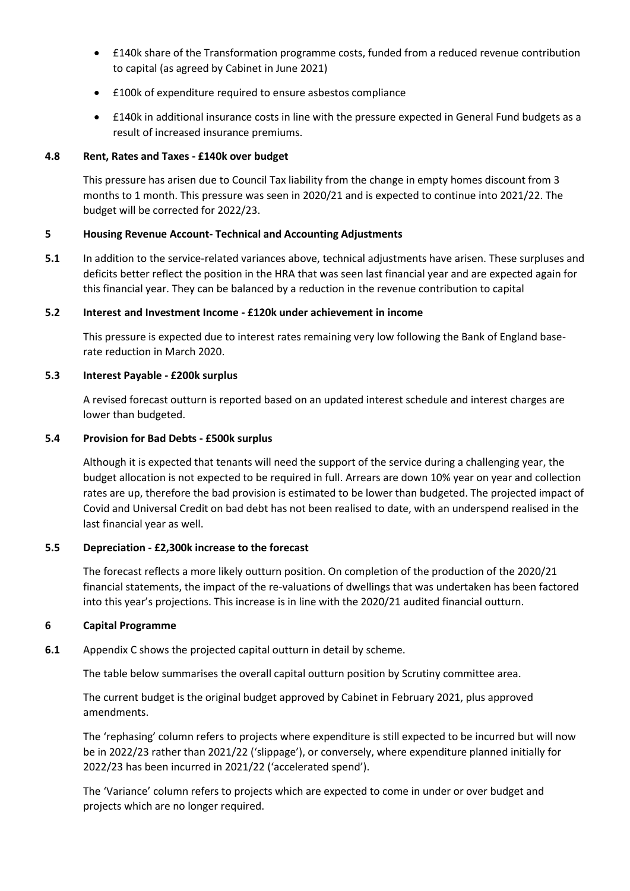- £140k share of the Transformation programme costs, funded from a reduced revenue contribution to capital (as agreed by Cabinet in June 2021)
- £100k of expenditure required to ensure asbestos compliance
- £140k in additional insurance costs in line with the pressure expected in General Fund budgets as a result of increased insurance premiums.

**4.8 Rent, Rates and Taxes - £140k over budget**

This pressure has arisen due to Council Tax liability from the change in empty homes discount from 3 months to 1 month. This pressure was seen in 2020/21 and is expected to continue into 2021/22. The budget will be corrected for 2022/23.

**5 Housing Revenue Account- Technical and Accounting Adjustments**

**5.1** In addition to the service-related variances above, technical adjustments have arisen. These surpluses and deficits better reflect the position in the HRA that was seen last financial year and are expected again for this financial year. They can be balanced by a reduction in the revenue contribution to capital

**5.2 Interest and Investment Income - £120k under achievement in income**

This pressure is expected due to interest rates remaining very low following the Bank of England base-rate reduction in March 2020.

**5.3 Interest Payable - £200k surplus**

A revised forecast outturn is reported based on an updated interest schedule and interest charges are lower than budgeted.

**5.4 Provision for Bad Debts - £500k surplus**

Although it is expected that tenants will need the support of the service during a challenging year, the budget allocation is not expected to be required in full. Arrears are down 10% year on year and collection rates are up, therefore the bad provision is estimated to be lower than budgeted. The projected impact of Covid and Universal Credit on bad debt has not been realised to date, with an underspend realised in the last financial year as well.

**5.5 Depreciation - £2,300k increase to the forecast**

The forecast reflects a more likely outturn position. On completion of the production of the 2020/21 financial statements, the impact of the re-valuations of dwellings that was undertaken has been factored into this year's projections. This increase is in line with the 2020/21 audited financial outturn.

**6 Capital Programme**

**6.1** Appendix C shows the projected capital outturn in detail by scheme.

The table below summarises the overall capital outturn position by Scrutiny committee area.

The current budget is the original budget approved by Cabinet in February 2021, plus approved amendments.

The 'rephasing' column refers to projects where expenditure is still expected to be incurred but will now be in 2022/23 rather than 2021/22 ('slippage'), or conversely, where expenditure planned initially for 2022/23 has been incurred in 2021/22 ('accelerated spend').

The 'Variance' column refers to projects which are expected to come in under or over budget and projects which are no longer required.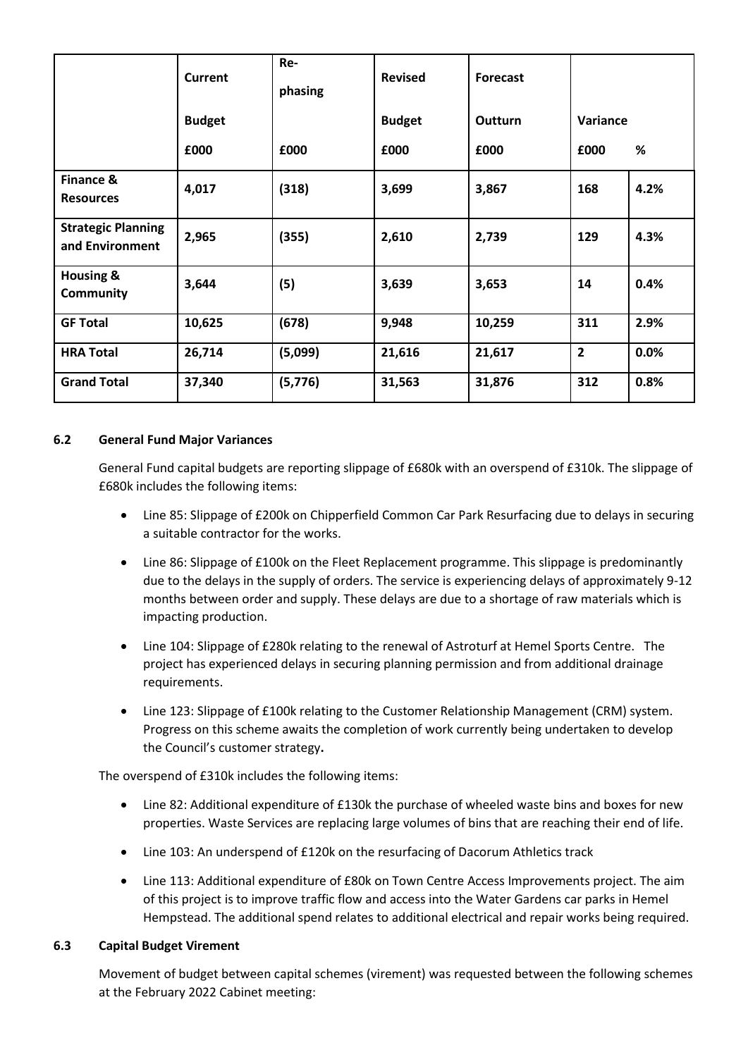| | Current Budget £000 | Re-phasing £000 | Revised Budget £000 | Forecast Outturn £000 | Variance £000 | % |
|---|---|---|---|---|---|---|
| **Finance & Resources** | **4,017** | **(318)** | **3,699** | **3,867** | **168** | **4.2%** |
| **Strategic Planning and Environment** | **2,965** | **(355)** | **2,610** | **2,739** | **129** | **4.3%** |
| **Housing & Community** | **3,644** | **(5)** | **3,639** | **3,653** | **14** | **0.4%** |
| **GF Total** | **10,625** | **(678)** | **9,948** | **10,259** | **311** | **2.9%** |
| **HRA Total** | **26,714** | **(5,099)** | **21,616** | **21,617** | **2** | **0.0%** |
| **Grand Total** | **37,340** | **(5,776)** | **31,563** | **31,876** | **312** | **0.8%** |

### 6.2 General Fund Major Variances

General Fund capital budgets are reporting slippage of £680k with an overspend of £310k. The slippage of £680k includes the following items:

- Line 85: Slippage of £200k on Chipperfield Common Car Park Resurfacing due to delays in securing a suitable contractor for the works.
- Line 86: Slippage of £100k on the Fleet Replacement programme. This slippage is predominantly due to the delays in the supply of orders. The service is experiencing delays of approximately 9-12 months between order and supply. These delays are due to a shortage of raw materials which is impacting production.
- Line 104: Slippage of £280k relating to the renewal of Astroturf at Hemel Sports Centre. The project has experienced delays in securing planning permission and from additional drainage requirements.
- Line 123: Slippage of £100k relating to the Customer Relationship Management (CRM) system. Progress on this scheme awaits the completion of work currently being undertaken to develop the Council's customer strategy**.**

The overspend of £310k includes the following items:

- Line 82: Additional expenditure of £130k the purchase of wheeled waste bins and boxes for new properties. Waste Services are replacing large volumes of bins that are reaching their end of life.
- Line 103: An underspend of £120k on the resurfacing of Dacorum Athletics track
- Line 113: Additional expenditure of £80k on Town Centre Access Improvements project. The aim of this project is to improve traffic flow and access into the Water Gardens car parks in Hemel Hempstead. The additional spend relates to additional electrical and repair works being required.

### 6.3 Capital Budget Virement

Movement of budget between capital schemes (virement) was requested between the following schemes at the February 2022 Cabinet meeting: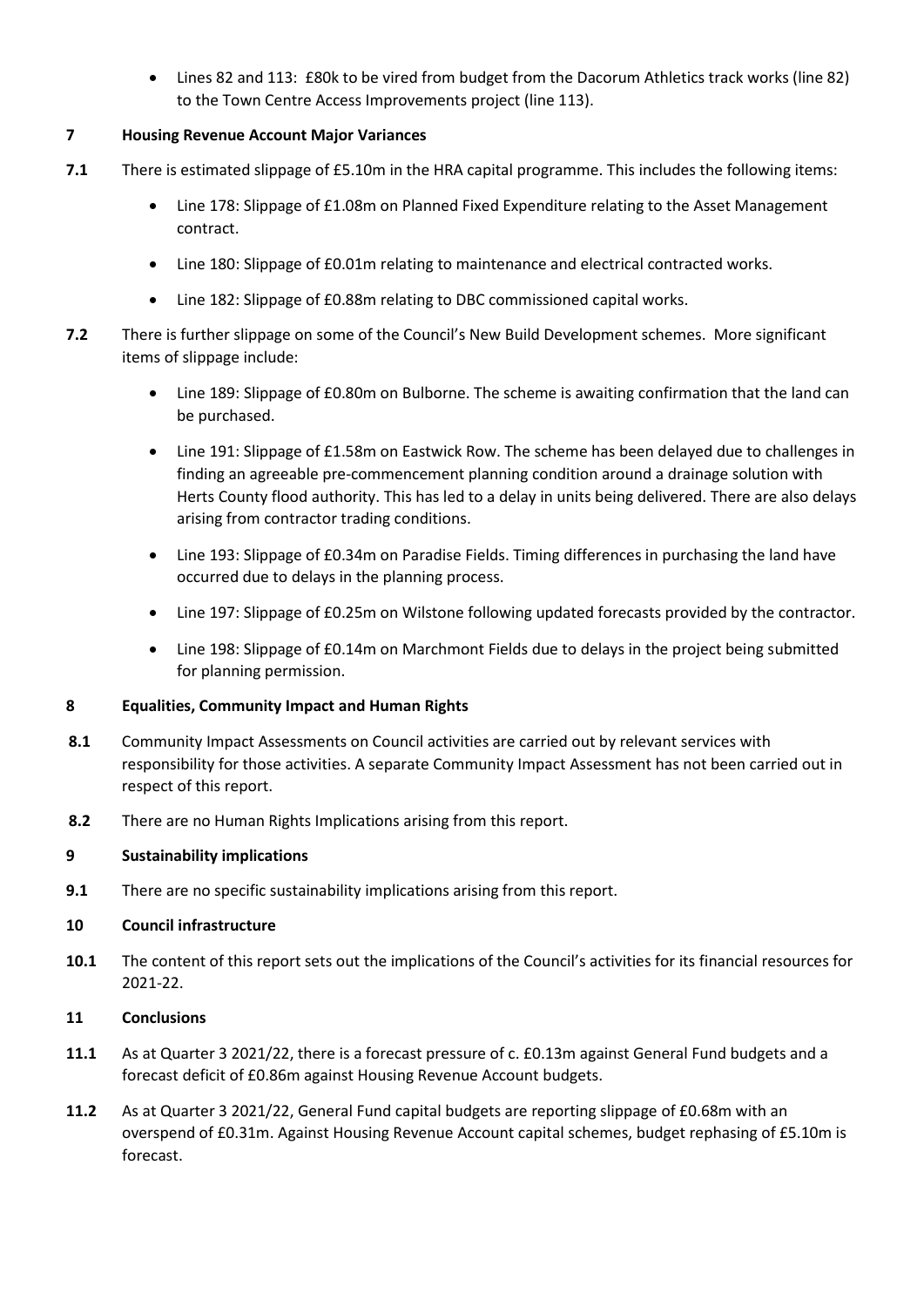- Lines 82 and 113: £80k to be vired from budget from the Dacorum Athletics track works (line 82) to the Town Centre Access Improvements project (line 113).

## 7 Housing Revenue Account Major Variances

**7.1** There is estimated slippage of £5.10m in the HRA capital programme. This includes the following items:

- Line 178: Slippage of £1.08m on Planned Fixed Expenditure relating to the Asset Management contract.
- Line 180: Slippage of £0.01m relating to maintenance and electrical contracted works.
- Line 182: Slippage of £0.88m relating to DBC commissioned capital works.

**7.2** There is further slippage on some of the Council's New Build Development schemes. More significant items of slippage include:

- Line 189: Slippage of £0.80m on Bulborne. The scheme is awaiting confirmation that the land can be purchased.
- Line 191: Slippage of £1.58m on Eastwick Row. The scheme has been delayed due to challenges in finding an agreeable pre-commencement planning condition around a drainage solution with Herts County flood authority. This has led to a delay in units being delivered. There are also delays arising from contractor trading conditions.
- Line 193: Slippage of £0.34m on Paradise Fields. Timing differences in purchasing the land have occurred due to delays in the planning process.
- Line 197: Slippage of £0.25m on Wilstone following updated forecasts provided by the contractor.
- Line 198: Slippage of £0.14m on Marchmont Fields due to delays in the project being submitted for planning permission.

## 8 Equalities, Community Impact and Human Rights

**8.1** Community Impact Assessments on Council activities are carried out by relevant services with responsibility for those activities. A separate Community Impact Assessment has not been carried out in respect of this report.

**8.2** There are no Human Rights Implications arising from this report.

## 9 Sustainability implications

**9.1** There are no specific sustainability implications arising from this report.

## 10 Council infrastructure

**10.1** The content of this report sets out the implications of the Council's activities for its financial resources for 2021-22.

## 11 Conclusions

**11.1** As at Quarter 3 2021/22, there is a forecast pressure of c. £0.13m against General Fund budgets and a forecast deficit of £0.86m against Housing Revenue Account budgets.

**11.2** As at Quarter 3 2021/22, General Fund capital budgets are reporting slippage of £0.68m with an overspend of £0.31m. Against Housing Revenue Account capital schemes, budget rephasing of £5.10m is forecast.